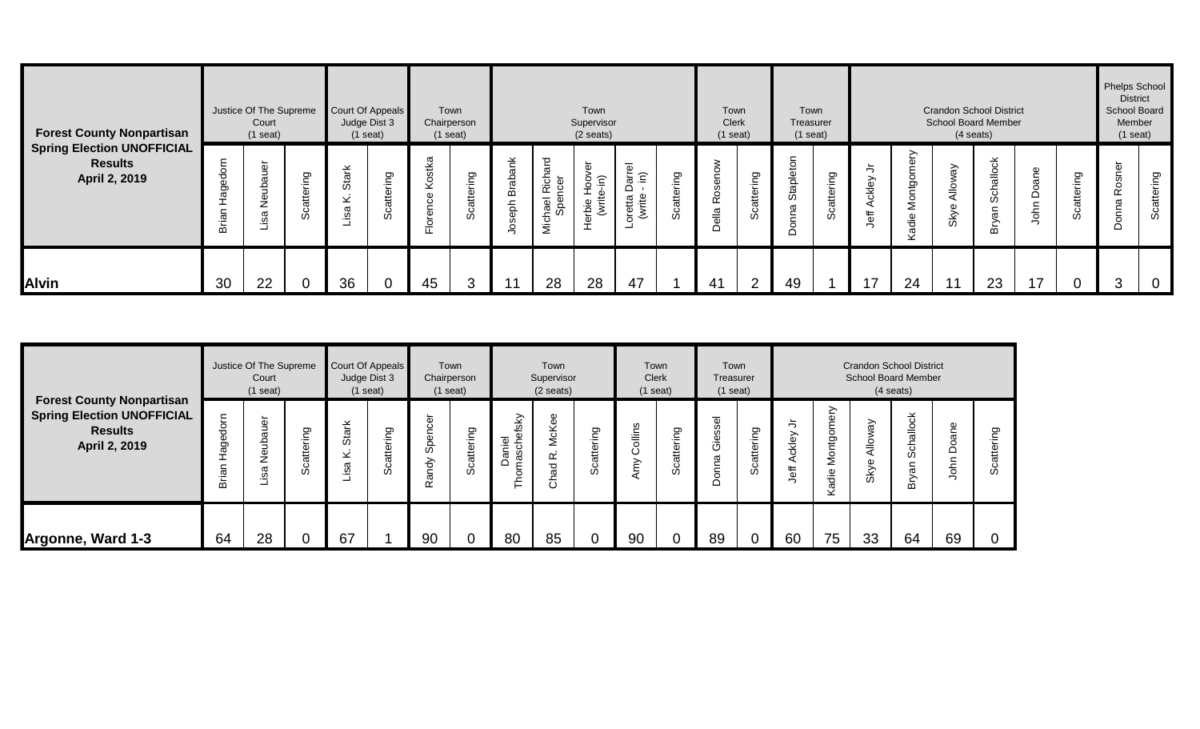| Forest County Nonpartisan Spring Election UNOFFICIAL Results April 2, 2019 | Justice Of The Supreme Court (1 seat) | | | Court Of Appeals Judge Dist 3 (1 seat) | | Town Chairperson (1 seat) | | Town Supervisor (2 seats) | | | | | Town Clerk (1 seat) | | Town Treasurer (1 seat) | | Crandon School District School Board Member (4 seats) | | | | | | Phelps School District School Board Member (1 seat) | |
|---|---|---|---|---|---|---|---|---|---|---|---|---|---|---|---|---|---|---|---|---|---|---|---|---|
| | Brian Hagedorn | Lisa Neubauer | Scattering | Lisa K. Stark | Scattering | Florence Kostka | Scattering | Joseph Brabank | Michael Richard Spencer | Herbie Hoover (write-in) | Loretta Darrel (write - in) | Scattering | Della Rosenow | Scattering | Donna Stapleton | Scattering | Jeff Ackley Jr | Kadie Montgomery | Skye Alloway | Bryan Schallock | John Doane | Scattering | Donna Rosner | Scattering |
| **Alvin** | 30 | 22 | 0 | 36 | 0 | 45 | 3 | 11 | 28 | 28 | 47 | 1 | 41 | 2 | 49 | 1 | 17 | 24 | 11 | 23 | 17 | 0 | 3 | 0 |

| Forest County Nonpartisan Spring Election UNOFFICIAL Results April 2, 2019 | Justice Of The Supreme Court (1 seat) | | | Court Of Appeals Judge Dist 3 (1 seat) | | Town Chairperson (1 seat) | | Town Supervisor (2 seats) | | | Town Clerk (1 seat) | | Town Treasurer (1 seat) | | Crandon School District School Board Member (4 seats) | | | | | |
|---|---|---|---|---|---|---|---|---|---|---|---|---|---|---|---|---|---|---|---|---|
| | Brian Hagedorn | Lisa Neubauer | Scattering | Lisa K. Stark | Scattering | Randy Spencer | Scattering | Daniel Thomaschefsky | Chad R. McKee | Scattering | Amy Collins | Scattering | Donna Giessel | Scattering | Jeff Ackley Jr | Kadie Montgomery | Skye Alloway | Bryan Schallock | John Doane | Scattering |
| **Argonne, Ward 1-3** | 64 | 28 | 0 | 67 | 1 | 90 | 0 | 80 | 85 | 0 | 90 | 0 | 89 | 0 | 60 | 75 | 33 | 64 | 69 | 0 |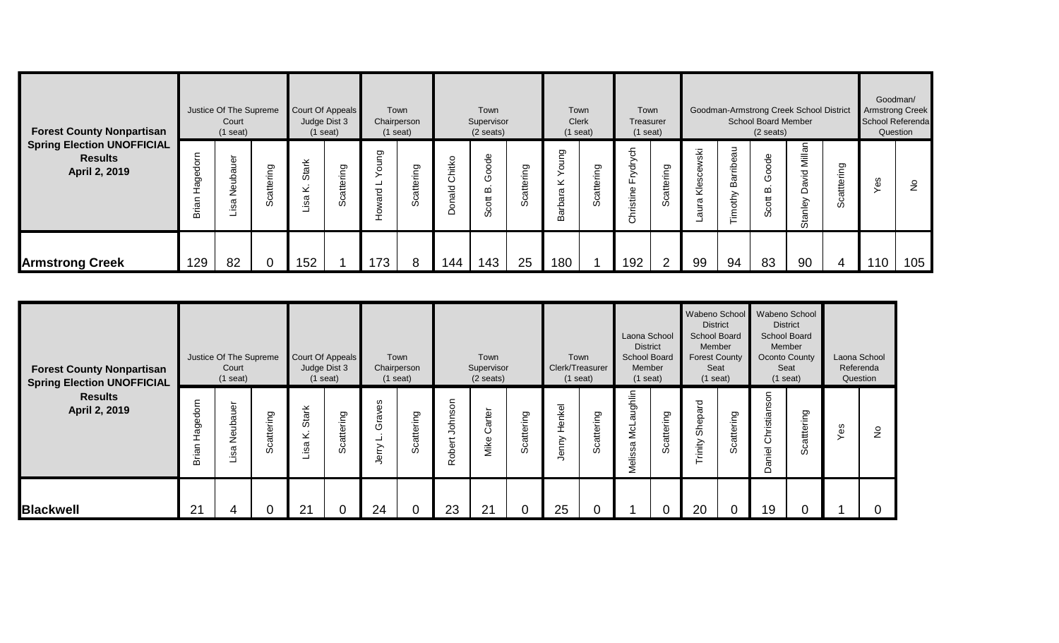| Forest County Nonpartisan Spring Election UNOFFICIAL Results April 2, 2019 | Justice Of The Supreme Court (1 seat) | | | Court Of Appeals Judge Dist 3 (1 seat) | | Town Chairperson (1 seat) | | Town Supervisor (2 seats) | | | Town Clerk (1 seat) | | Town Treasurer (1 seat) | | Goodman-Armstrong Creek School District School Board Member (2 seats) | | | | | Goodman/ Armstrong Creek School Referenda Question | |
|---|---|---|---|---|---|---|---|---|---|---|---|---|---|---|---|---|---|---|---|---|---|
| | Brian Hagedorn | Lisa Neubauer | Scattering | Lisa K. Stark | Scattering | Howard L Young | Scattering | Donald Chitko | Scott B. Goode | Scattering | Barbara K Young | Scattering | Christine Frydrych | Scattering | Laura Klescewski | Timothy Baribeau | Scott B. Goode | Stanley David Millan | Scattering | Yes | No |
| **Armstrong Creek** | 129 | 82 | 0 | 152 | 1 | 173 | 8 | 144 | 143 | 25 | 180 | 1 | 192 | 2 | 99 | 94 | 83 | 90 | 4 | 110 | 105 |

| Forest County Nonpartisan Spring Election UNOFFICIAL Results April 2, 2019 | Justice Of The Supreme Court (1 seat) | | | Court Of Appeals Judge Dist 3 (1 seat) | | Town Chairperson (1 seat) | | Town Supervisor (2 seats) | | | Town Clerk/Treasurer (1 seat) | | Laona School District School Board Member (1 seat) | | Wabeno School District School Board Member Forest County Seat (1 seat) | | Wabeno School District School Board Member Oconto County Seat (1 seat) | | Laona School Referenda Question | |
|---|---|---|---|---|---|---|---|---|---|---|---|---|---|---|---|---|---|---|---|---|
| | Brian Hagedorn | Lisa Neubauer | Scattering | Lisa K. Stark | Scattering | Jerry L. Graves | Scattering | Robert Johnson | Mike Carter | Scattering | Jenny Henkel | Scattering | Melissa McLaughlin | Scattering | Trinity Shepard | Scattering | Daniel Christianson | Scattering | Yes | No |
| **Blackwell** | 21 | 4 | 0 | 21 | 0 | 24 | 0 | 23 | 21 | 0 | 25 | 0 | 1 | 0 | 20 | 0 | 19 | 0 | 1 | 0 |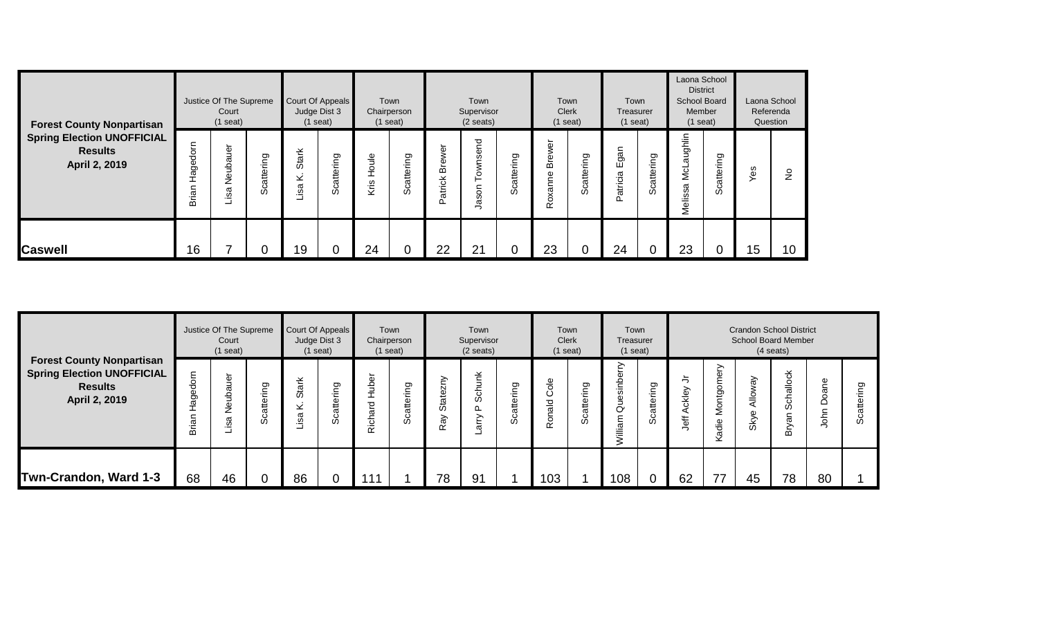| Forest County Nonpartisan Spring Election UNOFFICIAL Results April 2, 2019 | Justice Of The Supreme Court (1 seat) | | | Court Of Appeals Judge Dist 3 (1 seat) | | Town Chairperson (1 seat) | | Town Supervisor (2 seats) | | | Town Clerk (1 seat) | | Town Treasurer (1 seat) | | Laona School District School Board Member (1 seat) | | Laona School Referenda Question | |
|---|---|---|---|---|---|---|---|---|---|---|---|---|---|---|---|---|---|---|
| | Brian Hagedorn | Lisa Neubauer | Scattering | Lisa K. Stark | Scattering | Kris Houle | Scattering | Patrick Brewer | Jason Townsend | Scattering | Roxanne Brewer | Scattering | Patricia Egan | Scattering | Melissa McLaughlin | Scattering | Yes | No |
| **Caswell** | 16 | 7 | 0 | 19 | 0 | 24 | 0 | 22 | 21 | 0 | 23 | 0 | 24 | 0 | 23 | 0 | 15 | 10 |

| Forest County Nonpartisan Spring Election UNOFFICIAL Results April 2, 2019 | Justice Of The Supreme Court (1 seat) | | | Court Of Appeals Judge Dist 3 (1 seat) | | Town Chairperson (1 seat) | | Town Supervisor (2 seats) | | | Town Clerk (1 seat) | | Town Treasurer (1 seat) | | Crandon School District School Board Member (4 seats) | | | | | |
|---|---|---|---|---|---|---|---|---|---|---|---|---|---|---|---|---|---|---|---|---|
| | Brian Hagedorn | Lisa Neubauer | Scattering | Lisa K. Stark | Scattering | Richard Huber | Scattering | Ray Statezny | Larry P Schunk | Scattering | Ronald Cole | Scattering | William Quesinberry | Scattering | Jeff Ackley Jr | Kadie Montgomery | Skye Alloway | Bryan Schallock | John Doane | Scattering |
| **Twn-Crandon, Ward 1-3** | 68 | 46 | 0 | 86 | 0 | 111 | 1 | 78 | 91 | 1 | 103 | 1 | 108 | 0 | 62 | 77 | 45 | 78 | 80 | 1 |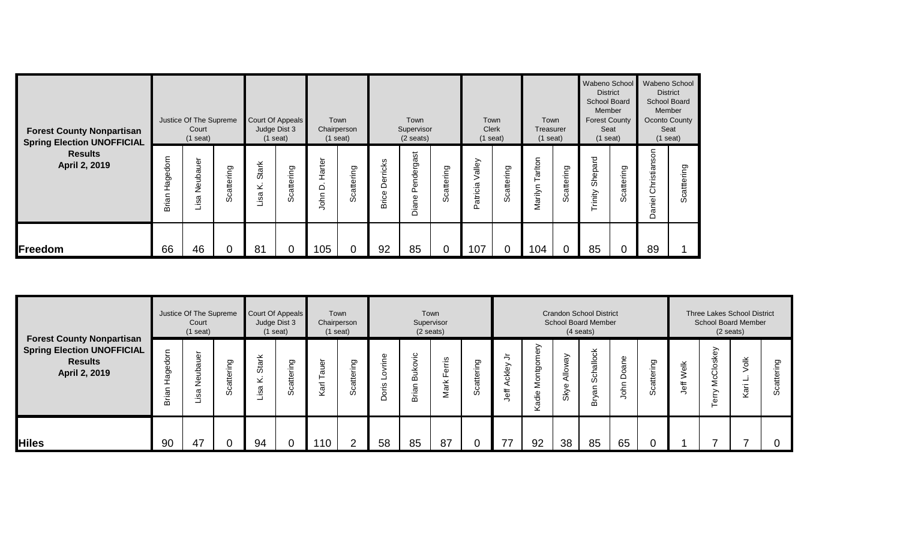| Forest County Nonpartisan Spring Election UNOFFICIAL Results April 2, 2019 | Justice Of The Supreme Court (1 seat) | | | Court Of Appeals Judge Dist 3 (1 seat) | | Town Chairperson (1 seat) | | Town Supervisor (2 seats) | | | Town Clerk (1 seat) | | Town Treasurer (1 seat) | | Wabeno School District School Board Member Forest County Seat (1 seat) | | Wabeno School District School Board Member Oconto County Seat (1 seat) | |
|---|---|---|---|---|---|---|---|---|---|---|---|---|---|---|---|---|---|---|
| | Brian Hagedorn | Lisa Neubauer | Scattering | Lisa K. Stark | Scattering | John D. Harter | Scattering | Brice Derricks | Diane Pendergast | Scattering | Patricia Valley | Scattering | Marilyn Tarlton | Scattering | Trinity Shepard | Scattering | Daniel Christianson | Scatttering |
| **Freedom** | 66 | 46 | 0 | 81 | 0 | 105 | 0 | 92 | 85 | 0 | 107 | 0 | 104 | 0 | 85 | 0 | 89 | 1 |

| Forest County Nonpartisan Spring Election UNOFFICIAL Results April 2, 2019 | Justice Of The Supreme Court (1 seat) | | | Court Of Appeals Judge Dist 3 (1 seat) | | Town Chairperson (1 seat) | | Town Supervisor (2 seats) | | | | Crandon School District School Board Member (4 seats) | | | | | | Three Lakes School District School Board Member (2 seats) | | | |
|---|---|---|---|---|---|---|---|---|---|---|---|---|---|---|---|---|---|---|---|---|---|
| | Brian Hagedorn | Lisa Neubauer | Scattering | Lisa K. Stark | Scattering | Karl Tauer | Scattering | Doris Lovrine | Brian Bukovic | Mark Ferris | Scattering | Jeff Ackley Jr | Kadie Montgomery | Skye Alloway | Bryan Schallock | John Doane | Scattering | Jeff Welk | Terry McCloskey | Kari L. Volk | Scattering |
| **Hiles** | 90 | 47 | 0 | 94 | 0 | 110 | 2 | 58 | 85 | 87 | 0 | 77 | 92 | 38 | 85 | 65 | 0 | 1 | 7 | 7 | 0 |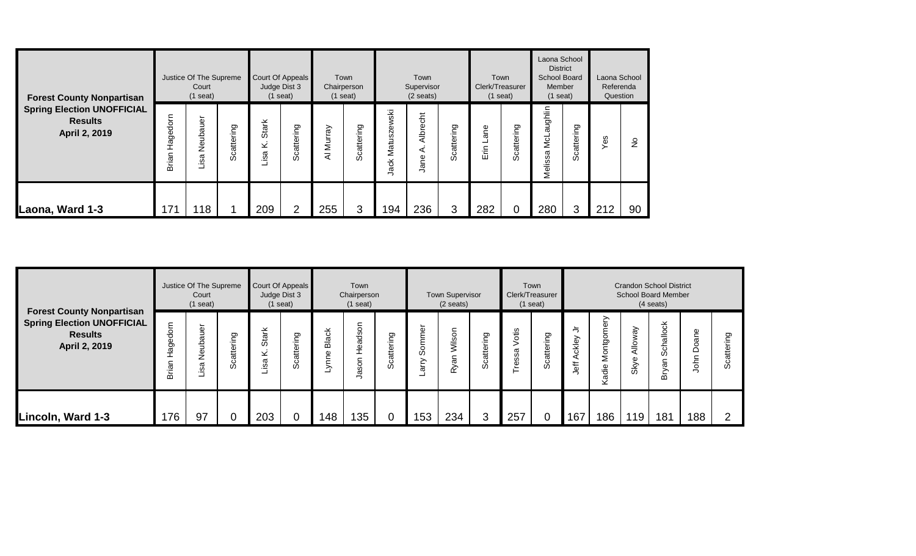| Forest County Nonpartisan Spring Election UNOFFICIAL Results April 2, 2019 | Justice Of The Supreme Court (1 seat) | | | Court Of Appeals Judge Dist 3 (1 seat) | | Town Chairperson (1 seat) | | Town Supervisor (2 seats) | | | Town Clerk/Treasurer (1 seat) | | Laona School District School Board Member (1 seat) | | Laona School Referenda Question | |
|---|---|---|---|---|---|---|---|---|---|---|---|---|---|---|---|---|
| | Brian Hagedorn | Lisa Neubauer | Scattering | Lisa K. Stark | Scattering | Al Murray | Scattering | Jack Matuszewski | Jane A. Albrecht | Scattering | Erin Lane | Scattering | Melissa McLaughlin | Scattering | Yes | No |
| **Laona, Ward 1-3** | 171 | 118 | 1 | 209 | 2 | 255 | 3 | 194 | 236 | 3 | 282 | 0 | 280 | 3 | 212 | 90 |

| Forest County Nonpartisan Spring Election UNOFFICIAL Results April 2, 2019 | Justice Of The Supreme Court (1 seat) | | | Court Of Appeals Judge Dist 3 (1 seat) | | Town Chairperson (1 seat) | | | Town Supervisor (2 seats) | | | Town Clerk/Treasurer (1 seat) | | Crandon School District School Board Member (4 seats) | | | | | |
|---|---|---|---|---|---|---|---|---|---|---|---|---|---|---|---|---|---|---|---|
| | Brian Hagedorn | Lisa Neubauer | Scattering | Lisa K. Stark | Scattering | Lynne Black | Jason Headson | Scattering | Larry Sommer | Ryan Wilson | Scattering | Tressa Votis | Scattering | Jeff Ackley Jr | Kadie Montgomery | Skye Alloway | Bryan Schallock | John Doane | Scattering |
| **Lincoln, Ward 1-3** | 176 | 97 | 0 | 203 | 0 | 148 | 135 | 0 | 153 | 234 | 3 | 257 | 0 | 167 | 186 | 119 | 181 | 188 | 2 |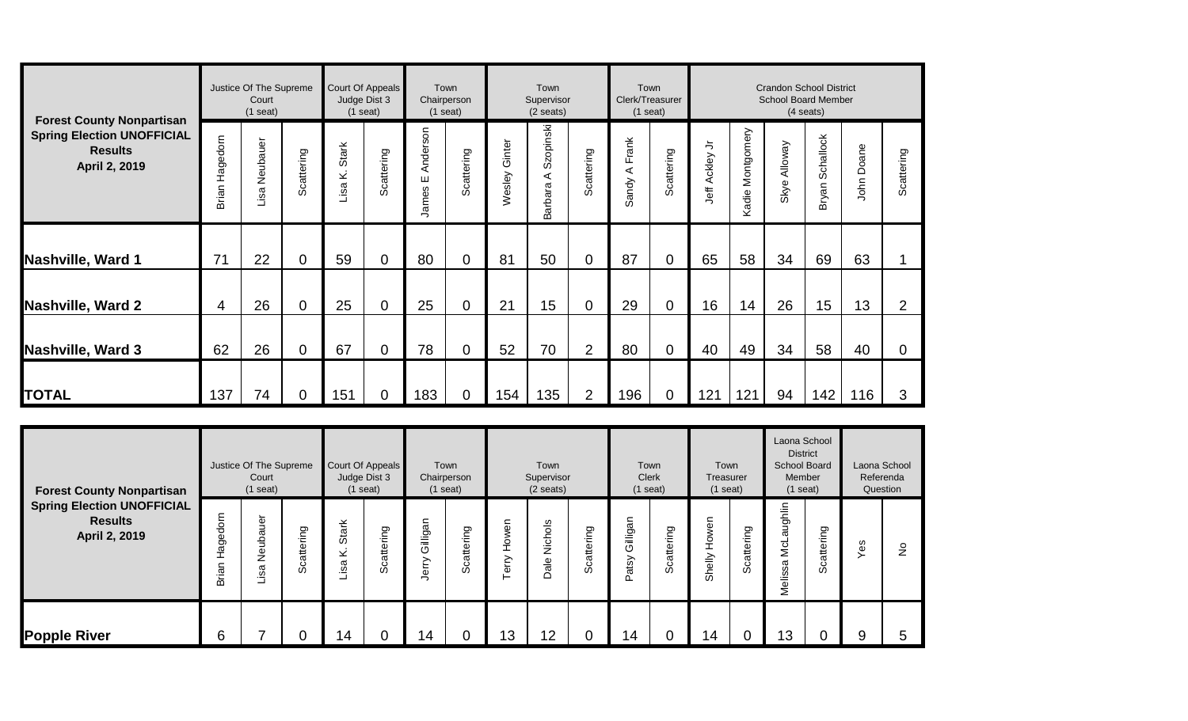| Forest County Nonpartisan Spring Election UNOFFICIAL Results April 2, 2019 | Justice Of The Supreme Court (1 seat) | | | Court Of Appeals Judge Dist 3 (1 seat) | | Town Chairperson (1 seat) | | Town Supervisor (2 seats) | | | Town Clerk/Treasurer (1 seat) | | Crandon School District School Board Member (4 seats) | | | | | |
|---|---|---|---|---|---|---|---|---|---|---|---|---|---|---|---|---|---|---|
| | Brian Hagedorn | Lisa Neubauer | Scattering | Lisa K. Stark | Scattering | James E Anderson | Scattering | Wesley Ginter | Barbara A Szopinski | Scattering | Sandy A Frank | Scattering | Jeff Ackley Jr | Kadie Montgomery | Skye Alloway | Bryan Schallock | John Doane | Scattering |
| **Nashville, Ward 1** | 71 | 22 | 0 | 59 | 0 | 80 | 0 | 81 | 50 | 0 | 87 | 0 | 65 | 58 | 34 | 69 | 63 | 1 |
| **Nashville, Ward 2** | 4 | 26 | 0 | 25 | 0 | 25 | 0 | 21 | 15 | 0 | 29 | 0 | 16 | 14 | 26 | 15 | 13 | 2 |
| **Nashville, Ward 3** | 62 | 26 | 0 | 67 | 0 | 78 | 0 | 52 | 70 | 2 | 80 | 0 | 40 | 49 | 34 | 58 | 40 | 0 |
| **TOTAL** | 137 | 74 | 0 | 151 | 0 | 183 | 0 | 154 | 135 | 2 | 196 | 0 | 121 | 121 | 94 | 142 | 116 | 3 |

| Forest County Nonpartisan Spring Election UNOFFICIAL Results April 2, 2019 | Justice Of The Supreme Court (1 seat) | | | Court Of Appeals Judge Dist 3 (1 seat) | | Town Chairperson (1 seat) | | Town Supervisor (2 seats) | | | Town Clerk (1 seat) | | Town Treasurer (1 seat) | | Laona School District School Board Member (1 seat) | | Laona School Referenda Question | |
|---|---|---|---|---|---|---|---|---|---|---|---|---|---|---|---|---|---|---|
| | Brian Hagedorn | Lisa Neubauer | Scattering | Lisa K. Stark | Scattering | Jerry Gilligan | Scattering | Terry Howen | Dale Nichols | Scattering | Patsy Gilligan | Scattering | Shelly Howen | Scattering | Melissa McLaughlin | Scattering | Yes | No |
| **Popple River** | 6 | 7 | 0 | 14 | 0 | 14 | 0 | 13 | 12 | 0 | 14 | 0 | 14 | 0 | 13 | 0 | 9 | 5 |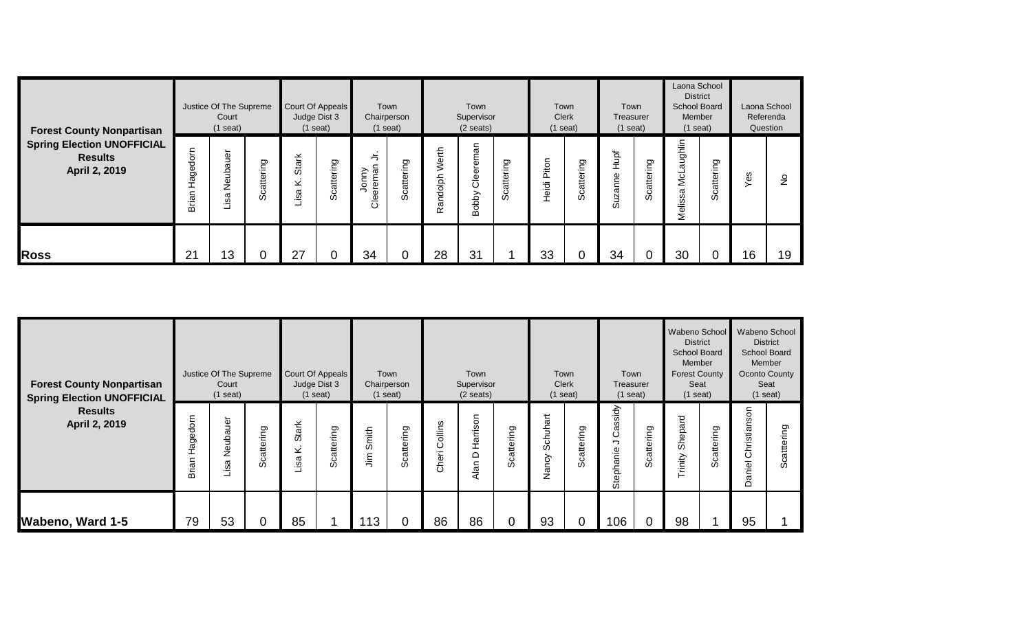| Forest County Nonpartisan Spring Election UNOFFICIAL Results April 2, 2019 | Justice Of The Supreme Court (1 seat) | | | Court Of Appeals Judge Dist 3 (1 seat) | | Town Chairperson (1 seat) | | Town Supervisor (2 seats) | | | Town Clerk (1 seat) | | Town Treasurer (1 seat) | | Laona School District School Board Member (1 seat) | | Laona School Referenda Question | |
|---|---|---|---|---|---|---|---|---|---|---|---|---|---|---|---|---|---|---|
| | Brian Hagedorn | Lisa Neubauer | Scattering | Lisa K. Stark | Scattering | Jonny Cleereman Jr. | Scattering | Randolph Werth | Bobby Cleereman | Scattering | Heidi Piton | Scattering | Suzanne Hupf | Scattering | Melissa McLaughlin | Scattering | Yes | No |
| **Ross** | 21 | 13 | 0 | 27 | 0 | 34 | 0 | 28 | 31 | 1 | 33 | 0 | 34 | 0 | 30 | 0 | 16 | 19 |

| Forest County Nonpartisan Spring Election UNOFFICIAL Results April 2, 2019 | Justice Of The Supreme Court (1 seat) | | | Court Of Appeals Judge Dist 3 (1 seat) | | Town Chairperson (1 seat) | | Town Supervisor (2 seats) | | | Town Clerk (1 seat) | | Town Treasurer (1 seat) | | Wabeno School District School Board Member Forest County Seat (1 seat) | | Wabeno School District School Board Member Oconto County Seat (1 seat) | |
|---|---|---|---|---|---|---|---|---|---|---|---|---|---|---|---|---|---|---|
| | Brian Hagedorn | Lisa Neubauer | Scattering | Lisa K. Stark | Scattering | Jim Smith | Scattering | Cheri Collins | Alan D Harrison | Scattering | Nancy Schuhart | Scattering | Stephanie J Cassidy | Scattering | Trinity Shepard | Scattering | Daniel Christianson | Scattering |
| **Wabeno, Ward 1-5** | 79 | 53 | 0 | 85 | 1 | 113 | 0 | 86 | 86 | 0 | 93 | 0 | 106 | 0 | 98 | 1 | 95 | 1 |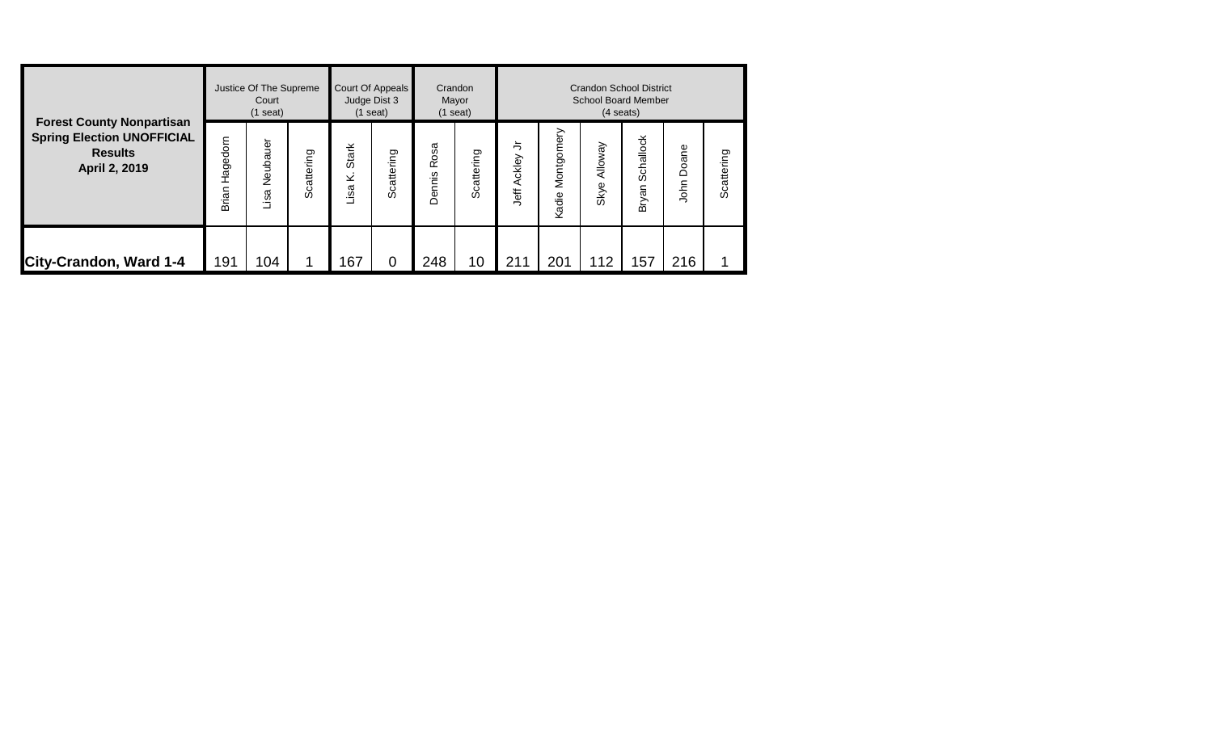| Forest County Nonpartisan Spring Election UNOFFICIAL Results April 2, 2019 | Justice Of The Supreme Court (1 seat) | | | Court Of Appeals Judge Dist 3 (1 seat) | | Crandon Mayor (1 seat) | | Crandon School District School Board Member (4 seats) | | | | | |
|---|---|---|---|---|---|---|---|---|---|---|---|---|---|
| | Brian Hagedorn | Lisa Neubauer | Scattering | Lisa K. Stark | Scattering | Dennis Rosa | Scattering | Jeff Ackley Jr | Kadie Montgomery | Skye Alloway | Bryan Schallock | John Doane | Scattering |
| **City-Crandon, Ward 1-4** | 191 | 104 | 1 | 167 | 0 | 248 | 10 | 211 | 201 | 112 | 157 | 216 | 1 |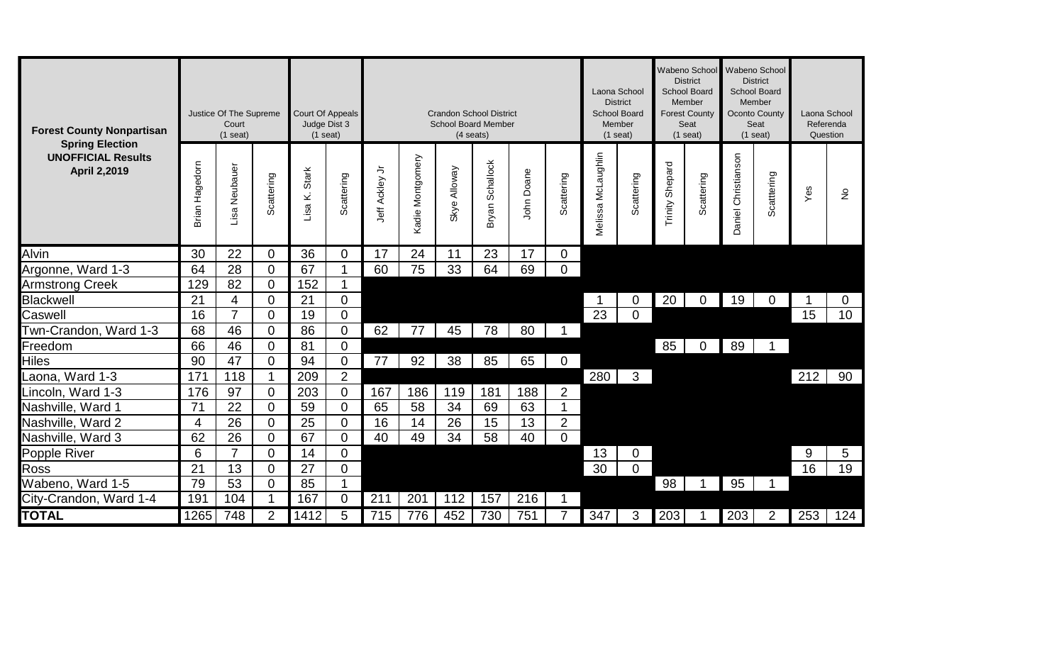| Forest County Nonpartisan Spring Election UNOFFICIAL Results April 2,2019 | Justice Of The Supreme Court (1 seat) | | | Court Of Appeals Judge Dist 3 (1 seat) | | Crandon School District School Board Member (4 seats) | | | | | | Laona School District School Board Member (1 seat) | | Wabeno School District School Board Member Forest County Seat (1 seat) | | Wabeno School District School Board Member Oconto County Seat (1 seat) | | Laona School Referenda Question | |
|---|---|---|---|---|---|---|---|---|---|---|---|---|---|---|---|---|---|---|---|
| | Brian Hagedorn | Lisa Neubauer | Scattering | Lisa K. Stark | Scattering | Jeff Ackley Jr | Kadie Montgomery | Skye Alloway | Bryan Schallock | John Doane | Scattering | Melissa McLaughlin | Scattering | Trinity Shepard | Scattering | Daniel Christianson | Scattering | Yes | No |
| Alvin | 30 | 22 | 0 | 36 | 0 | 17 | 24 | 11 | 23 | 17 | 0 | | | | | | | | |
| Argonne, Ward 1-3 | 64 | 28 | 0 | 67 | 1 | 60 | 75 | 33 | 64 | 69 | 0 | | | | | | | | |
| Armstrong Creek | 129 | 82 | 0 | 152 | 1 | | | | | | | | | | | | | | |
| Blackwell | 21 | 4 | 0 | 21 | 0 | | | | | | | 1 | 0 | 20 | 0 | 19 | 0 | 1 | 0 |
| Caswell | 16 | 7 | 0 | 19 | 0 | | | | | | | 23 | 0 | | | | | 15 | 10 |
| Twn-Crandon, Ward 1-3 | 68 | 46 | 0 | 86 | 0 | 62 | 77 | 45 | 78 | 80 | 1 | | | | | | | | |
| Freedom | 66 | 46 | 0 | 81 | 0 | | | | | | | | | 85 | 0 | 89 | 1 | | |
| Hiles | 90 | 47 | 0 | 94 | 0 | 77 | 92 | 38 | 85 | 65 | 0 | | | | | | | | |
| Laona, Ward 1-3 | 171 | 118 | 1 | 209 | 2 | | | | | | | 280 | 3 | | | | | 212 | 90 |
| Lincoln, Ward 1-3 | 176 | 97 | 0 | 203 | 0 | 167 | 186 | 119 | 181 | 188 | 2 | | | | | | | | |
| Nashville, Ward 1 | 71 | 22 | 0 | 59 | 0 | 65 | 58 | 34 | 69 | 63 | 1 | | | | | | | | |
| Nashville, Ward 2 | 4 | 26 | 0 | 25 | 0 | 16 | 14 | 26 | 15 | 13 | 2 | | | | | | | | |
| Nashville, Ward 3 | 62 | 26 | 0 | 67 | 0 | 40 | 49 | 34 | 58 | 40 | 0 | | | | | | | | |
| Popple River | 6 | 7 | 0 | 14 | 0 | | | | | | | 13 | 0 | | | | | 9 | 5 |
| Ross | 21 | 13 | 0 | 27 | 0 | | | | | | | 30 | 0 | | | | | 16 | 19 |
| Wabeno, Ward 1-5 | 79 | 53 | 0 | 85 | 1 | | | | | | | | | 98 | 1 | 95 | 1 | | |
| City-Crandon, Ward 1-4 | 191 | 104 | 1 | 167 | 0 | 211 | 201 | 112 | 157 | 216 | 1 | | | | | | | | |
| **TOTAL** | 1265 | 748 | 2 | 1412 | 5 | 715 | 776 | 452 | 730 | 751 | 7 | 347 | 3 | 203 | 1 | 203 | 2 | 253 | 124 |